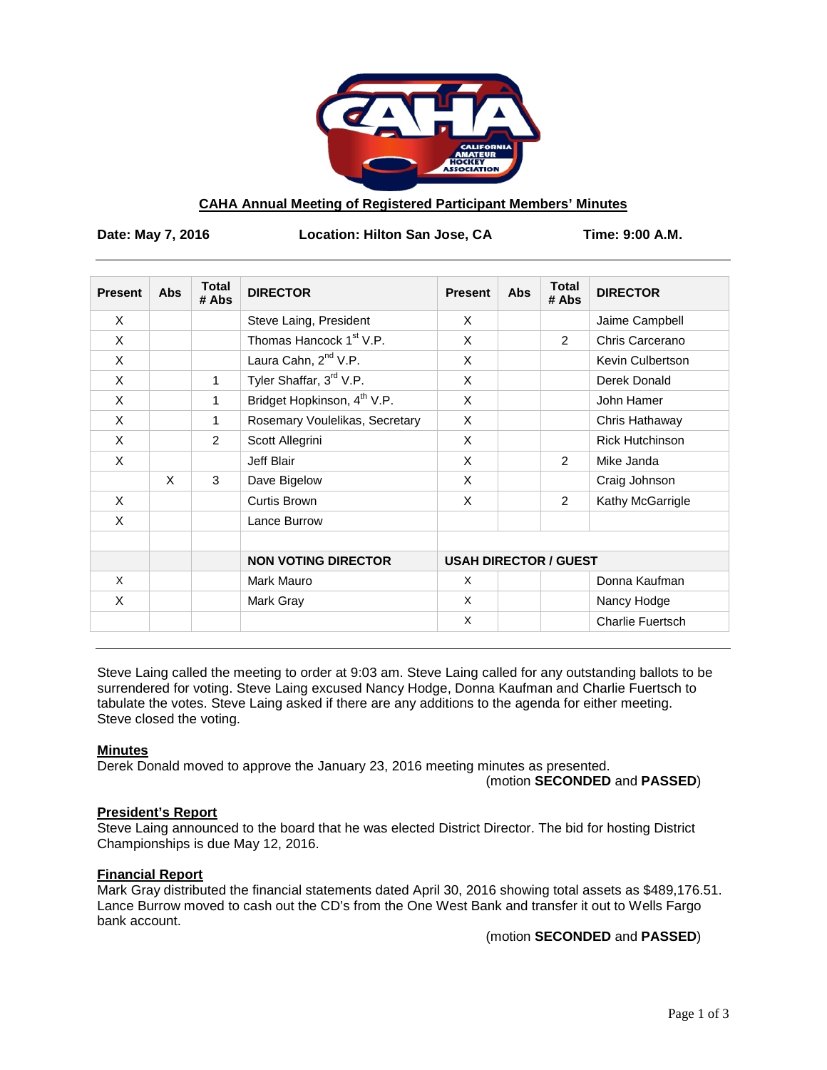## CAHA Annual Meeting of Registered Participant Members' Minutes

**Date: May 7, 2016** **Location: Hilton San Jose, CA** **Time: 9:00 A.M.**

| Present | Abs | Total # Abs | DIRECTOR | Present | Abs | Total # Abs | DIRECTOR |
|---|---|---|---|---|---|---|---|
| X | | | Steve Laing, President | X | | | Jaime Campbell |
| X | | | Thomas Hancock 1st V.P. | X | | 2 | Chris Carcerano |
| X | | | Laura Cahn, 2nd V.P. | X | | | Kevin Culbertson |
| X | | 1 | Tyler Shaffar, 3rd V.P. | X | | | Derek Donald |
| X | | 1 | Bridget Hopkinson, 4th V.P. | X | | | John Hamer |
| X | | 1 | Rosemary Voulelikas, Secretary | X | | | Chris Hathaway |
| X | | 2 | Scott Allegrini | X | | | Rick Hutchinson |
| X | | | Jeff Blair | X | | 2 | Mike Janda |
| | X | 3 | Dave Bigelow | X | | | Craig Johnson |
| X | | | Curtis Brown | X | | 2 | Kathy McGarrigle |
| X | | | Lance Burrow | | | | |
| | | | | | | | |
| | | | **NON VOTING DIRECTOR** | **USAH DIRECTOR / GUEST** | | | |
| X | | | Mark Mauro | X | | | Donna Kaufman |
| X | | | Mark Gray | X | | | Nancy Hodge |
| | | | | X | | | Charlie Fuertsch |

Steve Laing called the meeting to order at 9:03 am. Steve Laing called for any outstanding ballots to be surrendered for voting. Steve Laing excused Nancy Hodge, Donna Kaufman and Charlie Fuertsch to tabulate the votes. Steve Laing asked if there are any additions to the agenda for either meeting. Steve closed the voting.

### Minutes

Derek Donald moved to approve the January 23, 2016 meeting minutes as presented.

(motion **SECONDED** and **PASSED**)

### President's Report

Steve Laing announced to the board that he was elected District Director. The bid for hosting District Championships is due May 12, 2016.

### Financial Report

Mark Gray distributed the financial statements dated April 30, 2016 showing total assets as $489,176.51. Lance Burrow moved to cash out the CD's from the One West Bank and transfer it out to Wells Fargo bank account.

(motion **SECONDED** and **PASSED**)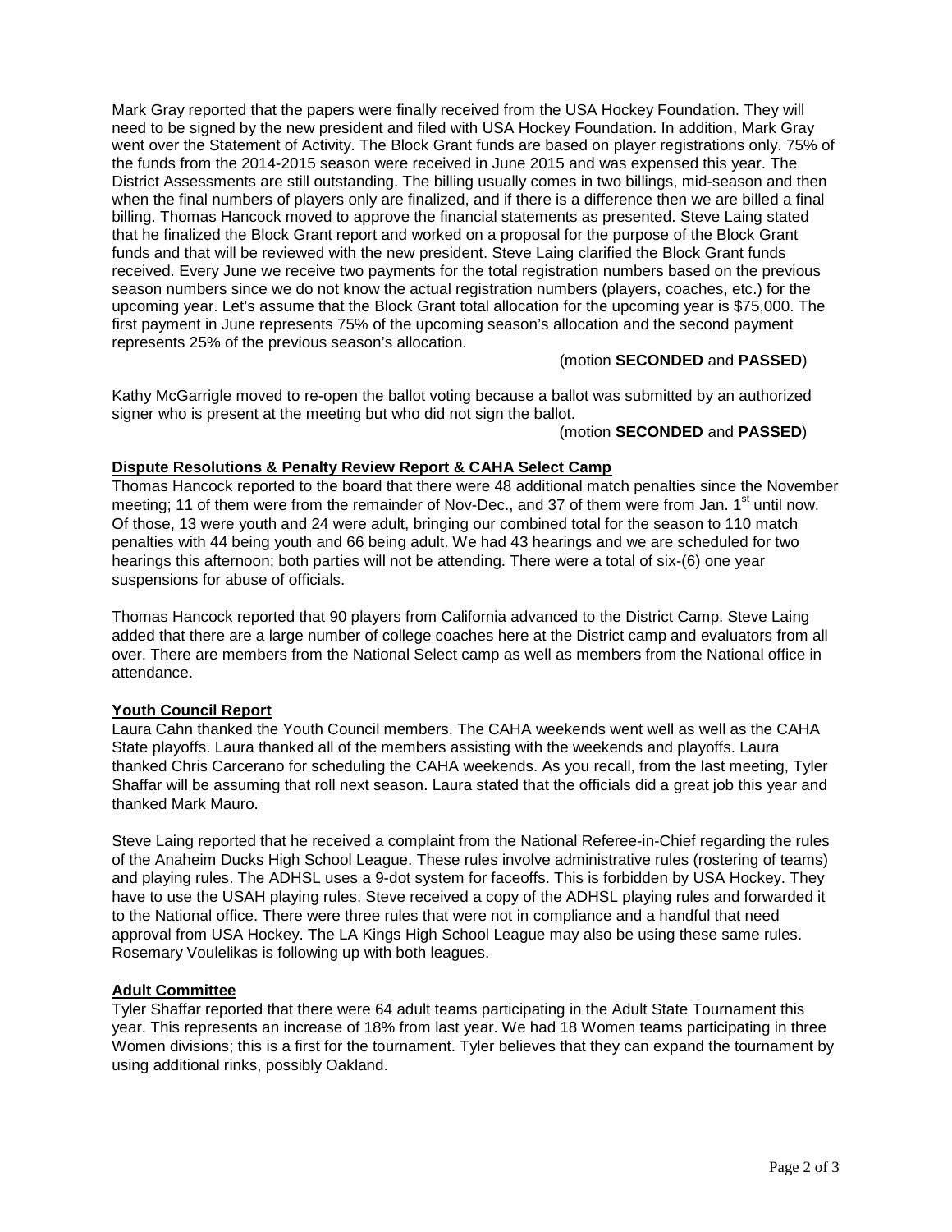Mark Gray reported that the papers were finally received from the USA Hockey Foundation. They will need to be signed by the new president and filed with USA Hockey Foundation. In addition, Mark Gray went over the Statement of Activity. The Block Grant funds are based on player registrations only. 75% of the funds from the 2014-2015 season were received in June 2015 and was expensed this year. The District Assessments are still outstanding. The billing usually comes in two billings, mid-season and then when the final numbers of players only are finalized, and if there is a difference then we are billed a final billing. Thomas Hancock moved to approve the financial statements as presented. Steve Laing stated that he finalized the Block Grant report and worked on a proposal for the purpose of the Block Grant funds and that will be reviewed with the new president. Steve Laing clarified the Block Grant funds received. Every June we receive two payments for the total registration numbers based on the previous season numbers since we do not know the actual registration numbers (players, coaches, etc.) for the upcoming year. Let's assume that the Block Grant total allocation for the upcoming year is $75,000. The first payment in June represents 75% of the upcoming season's allocation and the second payment represents 25% of the previous season's allocation.

(motion **SECONDED** and **PASSED**)

Kathy McGarrigle moved to re-open the ballot voting because a ballot was submitted by an authorized signer who is present at the meeting but who did not sign the ballot.

(motion **SECONDED** and **PASSED**)

**Dispute Resolutions & Penalty Review Report & CAHA Select Camp**

Thomas Hancock reported to the board that there were 48 additional match penalties since the November meeting; 11 of them were from the remainder of Nov-Dec., and 37 of them were from Jan. 1st until now. Of those, 13 were youth and 24 were adult, bringing our combined total for the season to 110 match penalties with 44 being youth and 66 being adult. We had 43 hearings and we are scheduled for two hearings this afternoon; both parties will not be attending. There were a total of six-(6) one year suspensions for abuse of officials.

Thomas Hancock reported that 90 players from California advanced to the District Camp. Steve Laing added that there are a large number of college coaches here at the District camp and evaluators from all over. There are members from the National Select camp as well as members from the National office in attendance.

**Youth Council Report**

Laura Cahn thanked the Youth Council members. The CAHA weekends went well as well as the CAHA State playoffs. Laura thanked all of the members assisting with the weekends and playoffs. Laura thanked Chris Carcerano for scheduling the CAHA weekends. As you recall, from the last meeting, Tyler Shaffar will be assuming that roll next season. Laura stated that the officials did a great job this year and thanked Mark Mauro.

Steve Laing reported that he received a complaint from the National Referee-in-Chief regarding the rules of the Anaheim Ducks High School League. These rules involve administrative rules (rostering of teams) and playing rules. The ADHSL uses a 9-dot system for faceoffs. This is forbidden by USA Hockey. They have to use the USAH playing rules. Steve received a copy of the ADHSL playing rules and forwarded it to the National office. There were three rules that were not in compliance and a handful that need approval from USA Hockey. The LA Kings High School League may also be using these same rules. Rosemary Voulelikas is following up with both leagues.

**Adult Committee**

Tyler Shaffar reported that there were 64 adult teams participating in the Adult State Tournament this year. This represents an increase of 18% from last year. We had 18 Women teams participating in three Women divisions; this is a first for the tournament. Tyler believes that they can expand the tournament by using additional rinks, possibly Oakland.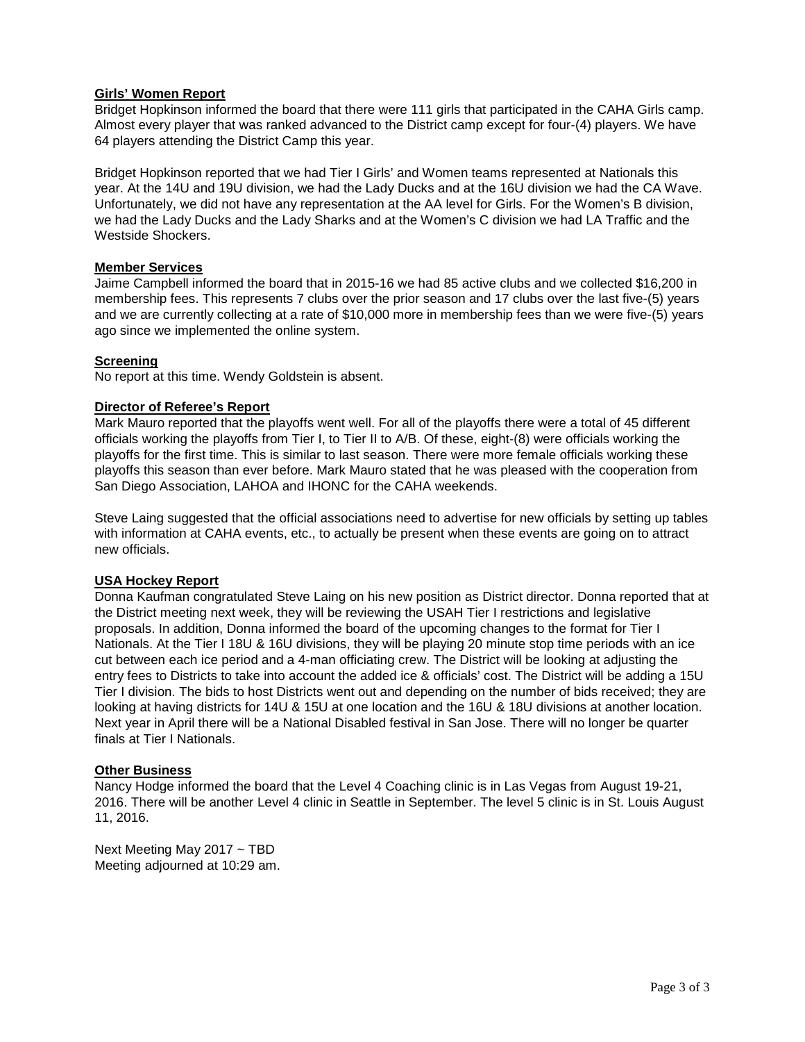**Girls' Women Report**

Bridget Hopkinson informed the board that there were 111 girls that participated in the CAHA Girls camp. Almost every player that was ranked advanced to the District camp except for four-(4) players. We have 64 players attending the District Camp this year.

Bridget Hopkinson reported that we had Tier I Girls' and Women teams represented at Nationals this year. At the 14U and 19U division, we had the Lady Ducks and at the 16U division we had the CA Wave. Unfortunately, we did not have any representation at the AA level for Girls. For the Women's B division, we had the Lady Ducks and the Lady Sharks and at the Women's C division we had LA Traffic and the Westside Shockers.

**Member Services**

Jaime Campbell informed the board that in 2015-16 we had 85 active clubs and we collected $16,200 in membership fees. This represents 7 clubs over the prior season and 17 clubs over the last five-(5) years and we are currently collecting at a rate of $10,000 more in membership fees than we were five-(5) years ago since we implemented the online system.

**Screening**

No report at this time. Wendy Goldstein is absent.

**Director of Referee's Report**

Mark Mauro reported that the playoffs went well. For all of the playoffs there were a total of 45 different officials working the playoffs from Tier I, to Tier II to A/B. Of these, eight-(8) were officials working the playoffs for the first time. This is similar to last season. There were more female officials working these playoffs this season than ever before. Mark Mauro stated that he was pleased with the cooperation from San Diego Association, LAHOA and IHONC for the CAHA weekends.

Steve Laing suggested that the official associations need to advertise for new officials by setting up tables with information at CAHA events, etc., to actually be present when these events are going on to attract new officials.

**USA Hockey Report**

Donna Kaufman congratulated Steve Laing on his new position as District director. Donna reported that at the District meeting next week, they will be reviewing the USAH Tier I restrictions and legislative proposals. In addition, Donna informed the board of the upcoming changes to the format for Tier I Nationals. At the Tier I 18U & 16U divisions, they will be playing 20 minute stop time periods with an ice cut between each ice period and a 4-man officiating crew. The District will be looking at adjusting the entry fees to Districts to take into account the added ice & officials' cost. The District will be adding a 15U Tier I division. The bids to host Districts went out and depending on the number of bids received; they are looking at having districts for 14U & 15U at one location and the 16U & 18U divisions at another location. Next year in April there will be a National Disabled festival in San Jose. There will no longer be quarter finals at Tier I Nationals.

**Other Business**

Nancy Hodge informed the board that the Level 4 Coaching clinic is in Las Vegas from August 19-21, 2016. There will be another Level 4 clinic in Seattle in September. The level 5 clinic is in St. Louis August 11, 2016.

Next Meeting May 2017 ~ TBD
Meeting adjourned at 10:29 am.